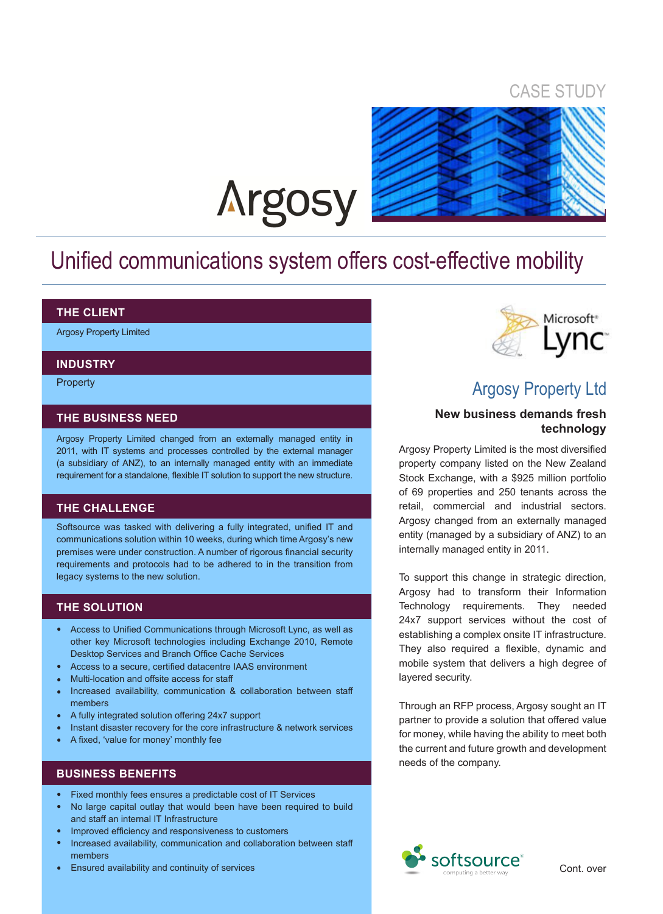CASE STUDY

Argosy

# Unified communications system offers cost-effective mobility

## THE CLIENT

Argosy Property Limited

## INDUSTRY

Property

## THE BUSINESS NEED

Argosy Property Limited changed from an externally managed entity in 2011, with IT systems and processes controlled by the external manager (a subsidiary of ANZ), to an internally managed entity with an immediate requirement for a standalone, flexible IT solution to support the new structure.

## THE CHALLENGE

Softsource was tasked with delivering a fully integrated, unified IT and communications solution within 10 weeks, during which time Argosy's new premises were under construction. A number of rigorous financial security requirements and protocols had to be adhered to in the transition from legacy systems to the new solution.

## THE SOLUTION

- Access to Unified Communications through Microsoft Lync, as well as other key Microsoft technologies including Exchange 2010, Remote Desktop Services and Branch Office Cache Services
- Access to a secure, certified datacentre IAAS environment
- Multi-location and offsite access for staff
- Increased availability, communication & collaboration between staff members
- A fully integrated solution offering 24x7 support
- Instant disaster recovery for the core infrastructure & network services
- A fixed, 'value for money' monthly fee

## BUSINESS BENEFITS

- Fixed monthly fees ensures a predictable cost of IT Services
- No large capital outlay that would been have been required to build and staff an internal IT Infrastructure
- Improved efficiency and responsiveness to customers
- Increased availability, communication and collaboration between staff members
- Ensured availability and continuity of services

Microsoft® Lync™

## Argosy Property Ltd

### New business demands fresh technology

Argosy Property Limited is the most diversified property company listed on the New Zealand Stock Exchange, with a $925 million portfolio of 69 properties and 250 tenants across the retail, commercial and industrial sectors. Argosy changed from an externally managed entity (managed by a subsidiary of ANZ) to an internally managed entity in 2011.

To support this change in strategic direction, Argosy had to transform their Information Technology requirements. They needed 24x7 support services without the cost of establishing a complex onsite IT infrastructure. They also required a flexible, dynamic and mobile system that delivers a high degree of layered security.

Through an RFP process, Argosy sought an IT partner to provide a solution that offered value for money, while having the ability to meet both the current and future growth and development needs of the company.

softsource® computing a better way

Cont. over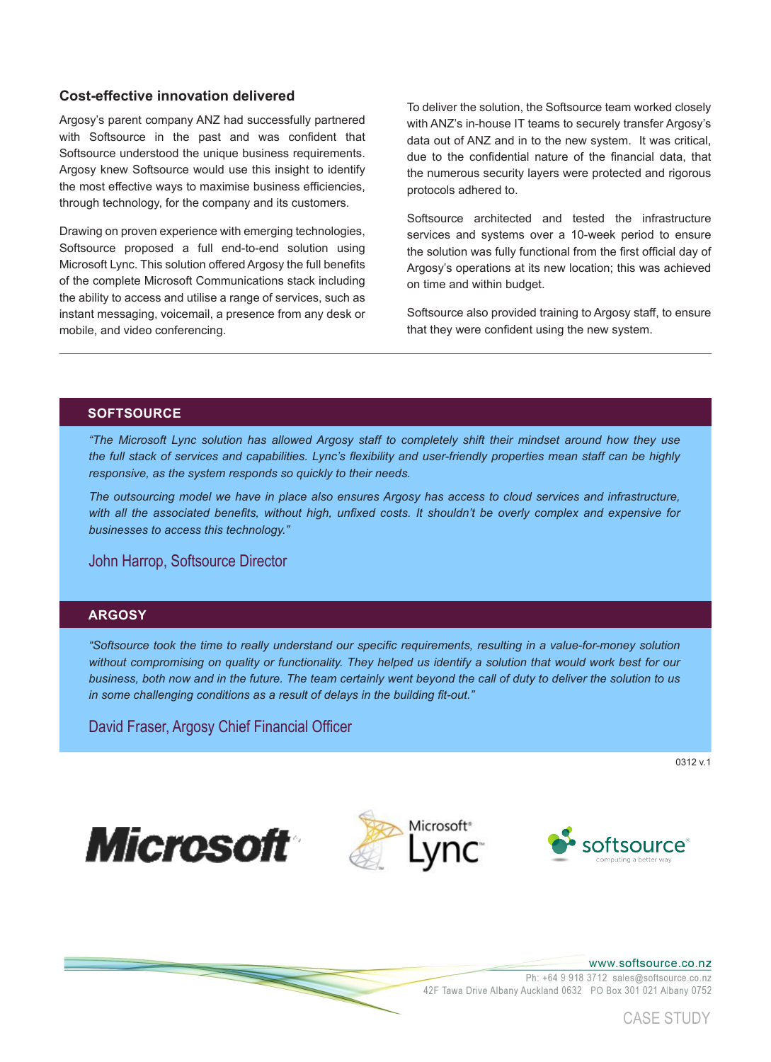## Cost-effective innovation delivered

Argosy's parent company ANZ had successfully partnered with Softsource in the past and was confident that Softsource understood the unique business requirements. Argosy knew Softsource would use this insight to identify the most effective ways to maximise business efficiencies, through technology, for the company and its customers.

Drawing on proven experience with emerging technologies, Softsource proposed a full end-to-end solution using Microsoft Lync. This solution offered Argosy the full benefits of the complete Microsoft Communications stack including the ability to access and utilise a range of services, such as instant messaging, voicemail, a presence from any desk or mobile, and video conferencing.

To deliver the solution, the Softsource team worked closely with ANZ's in-house IT teams to securely transfer Argosy's data out of ANZ and in to the new system. It was critical, due to the confidential nature of the financial data, that the numerous security layers were protected and rigorous protocols adhered to.

Softsource architected and tested the infrastructure services and systems over a 10-week period to ensure the solution was fully functional from the first official day of Argosy's operations at its new location; this was achieved on time and within budget.

Softsource also provided training to Argosy staff, to ensure that they were confident using the new system.

### SOFTSOURCE

*"The Microsoft Lync solution has allowed Argosy staff to completely shift their mindset around how they use the full stack of services and capabilities. Lync's flexibility and user-friendly properties mean staff can be highly responsive, as the system responds so quickly to their needs.*

*The outsourcing model we have in place also ensures Argosy has access to cloud services and infrastructure, with all the associated benefits, without high, unfixed costs. It shouldn't be overly complex and expensive for businesses to access this technology."*

John Harrop, Softsource Director

### ARGOSY

*"Softsource took the time to really understand our specific requirements, resulting in a value-for-money solution without compromising on quality or functionality. They helped us identify a solution that would work best for our business, both now and in the future. The team certainly went beyond the call of duty to deliver the solution to us in some challenging conditions as a result of delays in the building fit-out."*

David Fraser, Argosy Chief Financial Officer

0312 v.1

Microsoft | Microsoft Lync | softsource computing a better way

www.softsource.co.nz
Ph: +64 9 918 3712 sales@softsource.co.nz
42F Tawa Drive Albany Auckland 0632 PO Box 301 021 Albany 0752

CASE STUDY